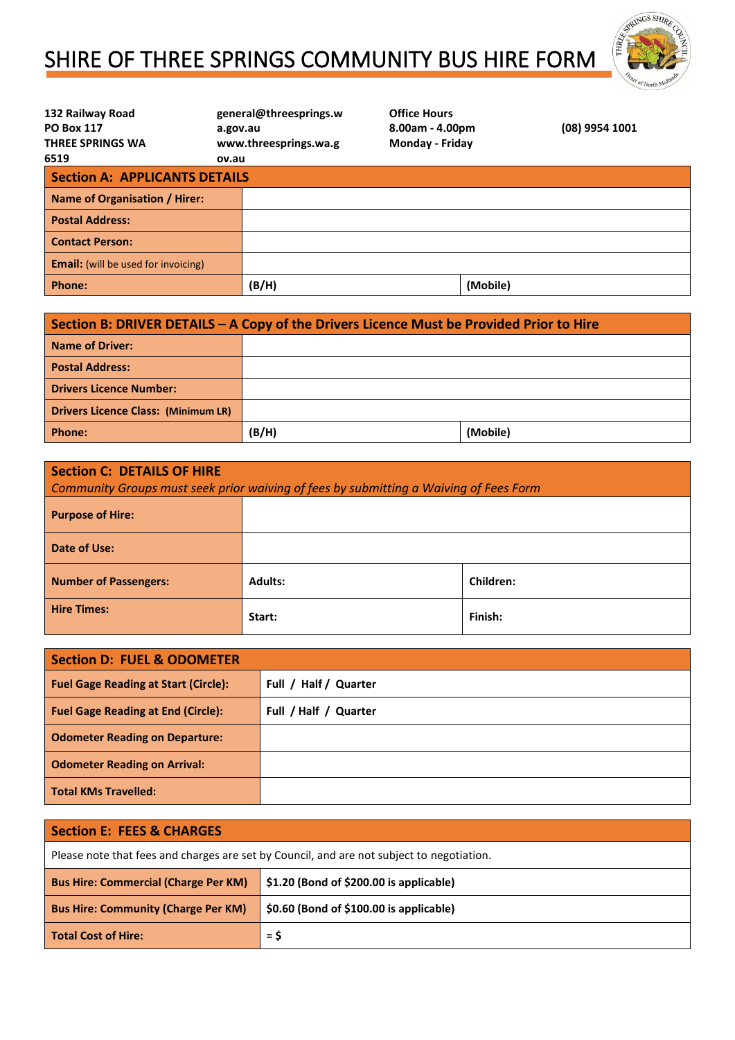# SHIRE OF THREE SPRINGS COMMUNITY BUS HIRE FORM

**132 Railway Road**
**PO Box 117**
**THREE SPRINGS WA 6519**

**general@threesprings.wa.gov.au**
**www.threesprings.wa.gov.au**

**Office Hours**
**8.00am - 4.00pm**
**Monday - Friday**

**(08) 9954 1001**

| Section A: APPLICANTS DETAILS | | |
|---|---|---|
| **Name of Organisation / Hirer:** | | |
| **Postal Address:** | | |
| **Contact Person:** | | |
| **Email:** (will be used for invoicing) | | |
| **Phone:** | **(B/H)** | **(Mobile)** |

| Section B: DRIVER DETAILS – A Copy of the Drivers Licence Must be Provided Prior to Hire | | |
|---|---|---|
| **Name of Driver:** | | |
| **Postal Address:** | | |
| **Drivers Licence Number:** | | |
| **Drivers Licence Class: (Minimum LR)** | | |
| **Phone:** | **(B/H)** | **(Mobile)** |

| Section C: DETAILS OF HIRE *Community Groups must seek prior waiving of fees by submitting a Waiving of Fees Form* | | |
|---|---|---|
| **Purpose of Hire:** | | |
| **Date of Use:** | | |
| **Number of Passengers:** | **Adults:** | **Children:** |
| **Hire Times:** | **Start:** | **Finish:** |

| Section D: FUEL & ODOMETER | |
|---|---|
| **Fuel Gage Reading at Start (Circle):** | Full / Half / Quarter |
| **Fuel Gage Reading at End (Circle):** | Full / Half / Quarter |
| **Odometer Reading on Departure:** | |
| **Odometer Reading on Arrival:** | |
| **Total KMs Travelled:** | |

| Section E: FEES & CHARGES | |
|---|---|
| Please note that fees and charges are set by Council, and are not subject to negotiation. | |
| **Bus Hire: Commercial (Charge Per KM)** | **$1.20 (Bond of $200.00 is applicable)** |
| **Bus Hire: Community (Charge Per KM)** | **$0.60 (Bond of $100.00 is applicable)** |
| **Total Cost of Hire:** | **= $** |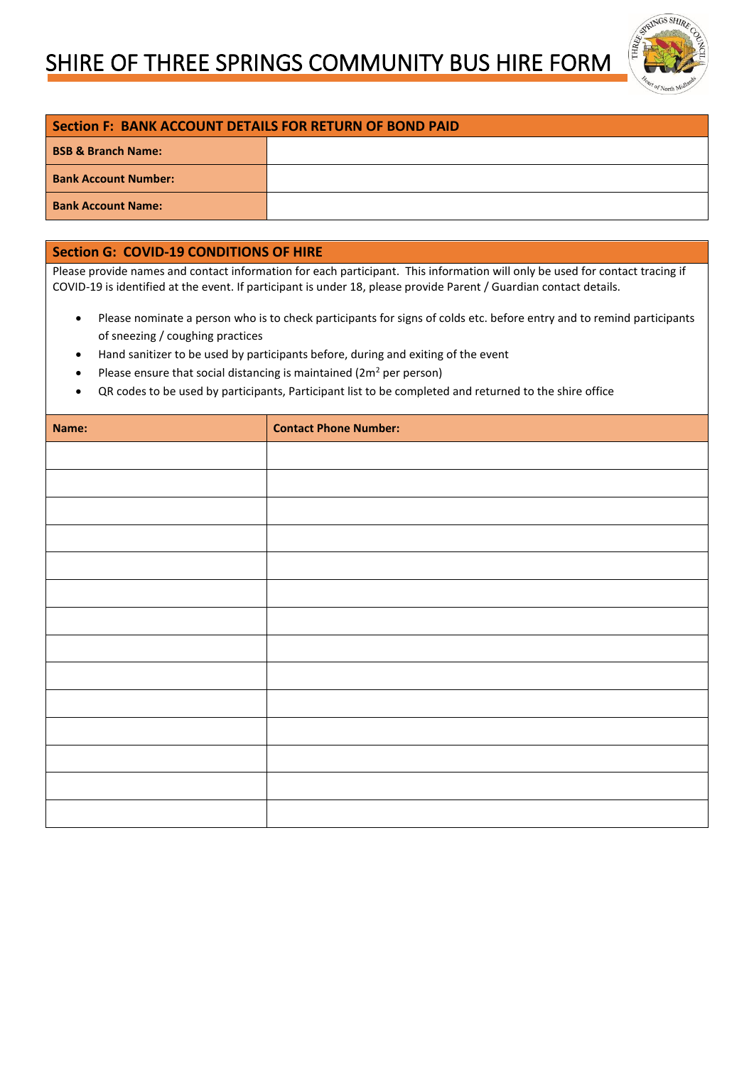# SHIRE OF THREE SPRINGS COMMUNITY BUS HIRE FORM

| Section F: BANK ACCOUNT DETAILS FOR RETURN OF BOND PAID | |
|---|---|
| **BSB & Branch Name:** | |
| **Bank Account Number:** | |
| **Bank Account Name:** | |

## Section G: COVID-19 CONDITIONS OF HIRE

Please provide names and contact information for each participant. This information will only be used for contact tracing if COVID-19 is identified at the event. If participant is under 18, please provide Parent / Guardian contact details.

- Please nominate a person who is to check participants for signs of colds etc. before entry and to remind participants of sneezing / coughing practices
- Hand sanitizer to be used by participants before, during and exiting of the event
- Please ensure that social distancing is maintained (2m$^2$ per person)
- QR codes to be used by participants, Participant list to be completed and returned to the shire office

| Name: | Contact Phone Number: |
|---|---|
| | |
| | |
| | |
| | |
| | |
| | |
| | |
| | |
| | |
| | |
| | |
| | |
| | |
| | |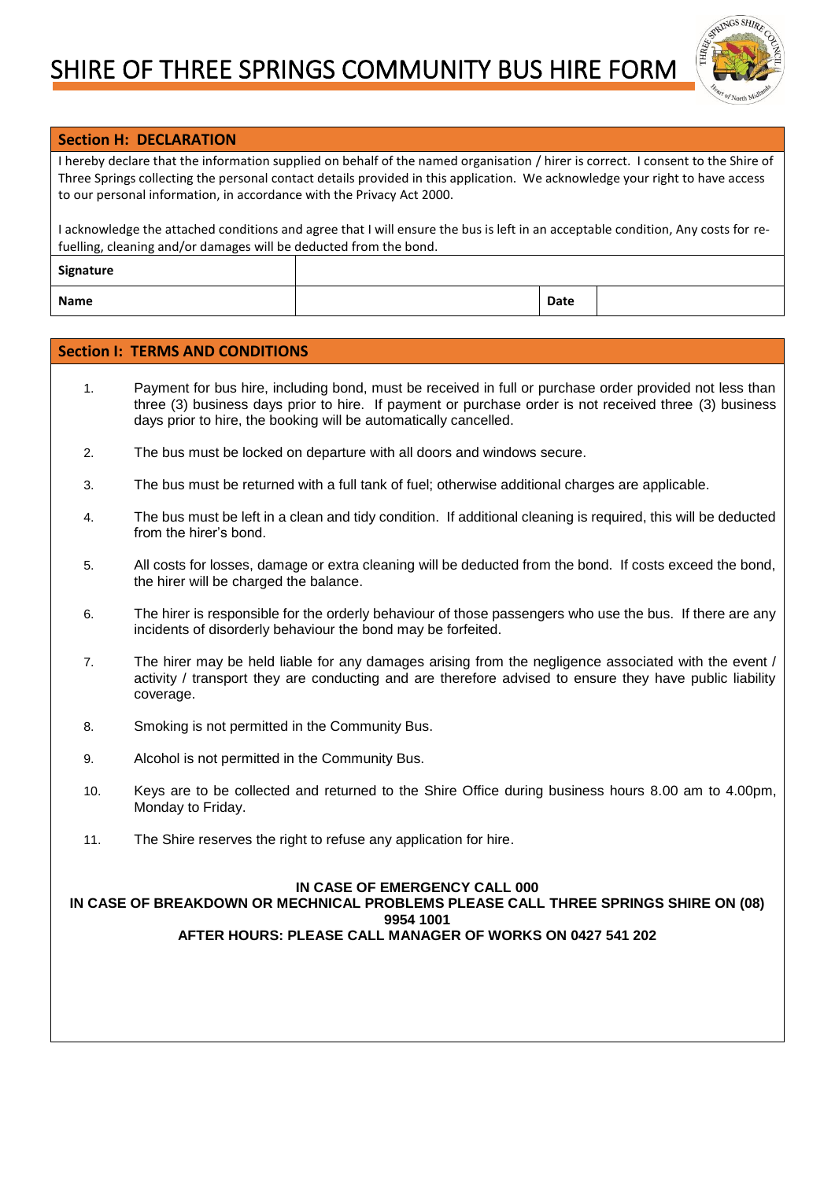# SHIRE OF THREE SPRINGS COMMUNITY BUS HIRE FORM

## Section H: DECLARATION

I hereby declare that the information supplied on behalf of the named organisation / hirer is correct. I consent to the Shire of Three Springs collecting the personal contact details provided in this application. We acknowledge your right to have access to our personal information, in accordance with the Privacy Act 2000.

I acknowledge the attached conditions and agree that I will ensure the bus is left in an acceptable condition, Any costs for re-fuelling, cleaning and/or damages will be deducted from the bond.

| | | | |
|---|---|---|---|
| **Signature** | | | |
| **Name** | | **Date** | |

## Section I: TERMS AND CONDITIONS

1. Payment for bus hire, including bond, must be received in full or purchase order provided not less than three (3) business days prior to hire. If payment or purchase order is not received three (3) business days prior to hire, the booking will be automatically cancelled.
2. The bus must be locked on departure with all doors and windows secure.
3. The bus must be returned with a full tank of fuel; otherwise additional charges are applicable.
4. The bus must be left in a clean and tidy condition. If additional cleaning is required, this will be deducted from the hirer's bond.
5. All costs for losses, damage or extra cleaning will be deducted from the bond. If costs exceed the bond, the hirer will be charged the balance.
6. The hirer is responsible for the orderly behaviour of those passengers who use the bus. If there are any incidents of disorderly behaviour the bond may be forfeited.
7. The hirer may be held liable for any damages arising from the negligence associated with the event / activity / transport they are conducting and are therefore advised to ensure they have public liability coverage.
8. Smoking is not permitted in the Community Bus.
9. Alcohol is not permitted in the Community Bus.
10. Keys are to be collected and returned to the Shire Office during business hours 8.00 am to 4.00pm, Monday to Friday.
11. The Shire reserves the right to refuse any application for hire.

**IN CASE OF EMERGENCY CALL 000**

**IN CASE OF BREAKDOWN OR MECHNICAL PROBLEMS PLEASE CALL THREE SPRINGS SHIRE ON (08) 9954 1001**

**AFTER HOURS: PLEASE CALL MANAGER OF WORKS ON 0427 541 202**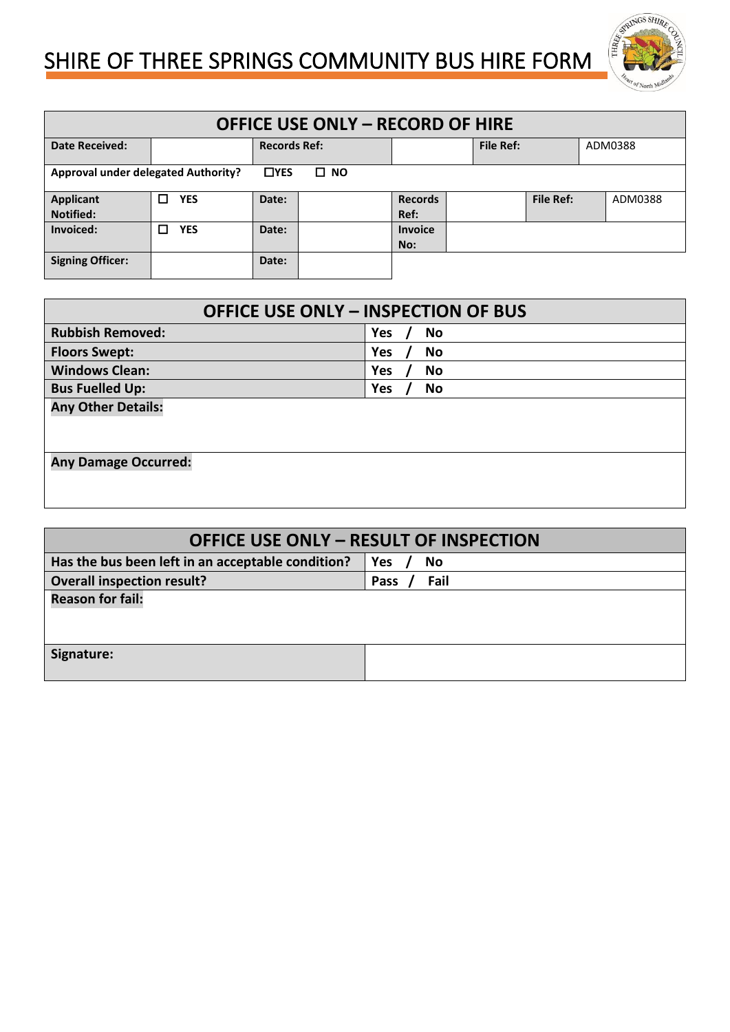# SHIRE OF THREE SPRINGS COMMUNITY BUS HIRE FORM

| OFFICE USE ONLY – RECORD OF HIRE | | | | | | | |
|---|---|---|---|---|---|---|---|
| **Date Received:** | | **Records Ref:** | | | **File Ref:** | | ADM0388 |
| **Approval under delegated Authority?** | | ☐YES ☐ NO | | | | | |
| **Applicant Notified:** | ☐ **YES** | **Date:** | | **Records Ref:** | | **File Ref:** | ADM0388 |
| **Invoiced:** | ☐ **YES** | **Date:** | | **Invoice No:** | | | |
| **Signing Officer:** | | **Date:** | | | | | |

| OFFICE USE ONLY – INSPECTION OF BUS | |
|---|---|
| **Rubbish Removed:** | **Yes / No** |
| **Floors Swept:** | **Yes / No** |
| **Windows Clean:** | **Yes / No** |
| **Bus Fuelled Up:** | **Yes / No** |
| **Any Other Details:** | |
| **Any Damage Occurred:** | |

| OFFICE USE ONLY – RESULT OF INSPECTION | |
|---|---|
| **Has the bus been left in an acceptable condition?** | **Yes / No** |
| **Overall inspection result?** | **Pass / Fail** |
| **Reason for fail:** | |
| **Signature:** | |